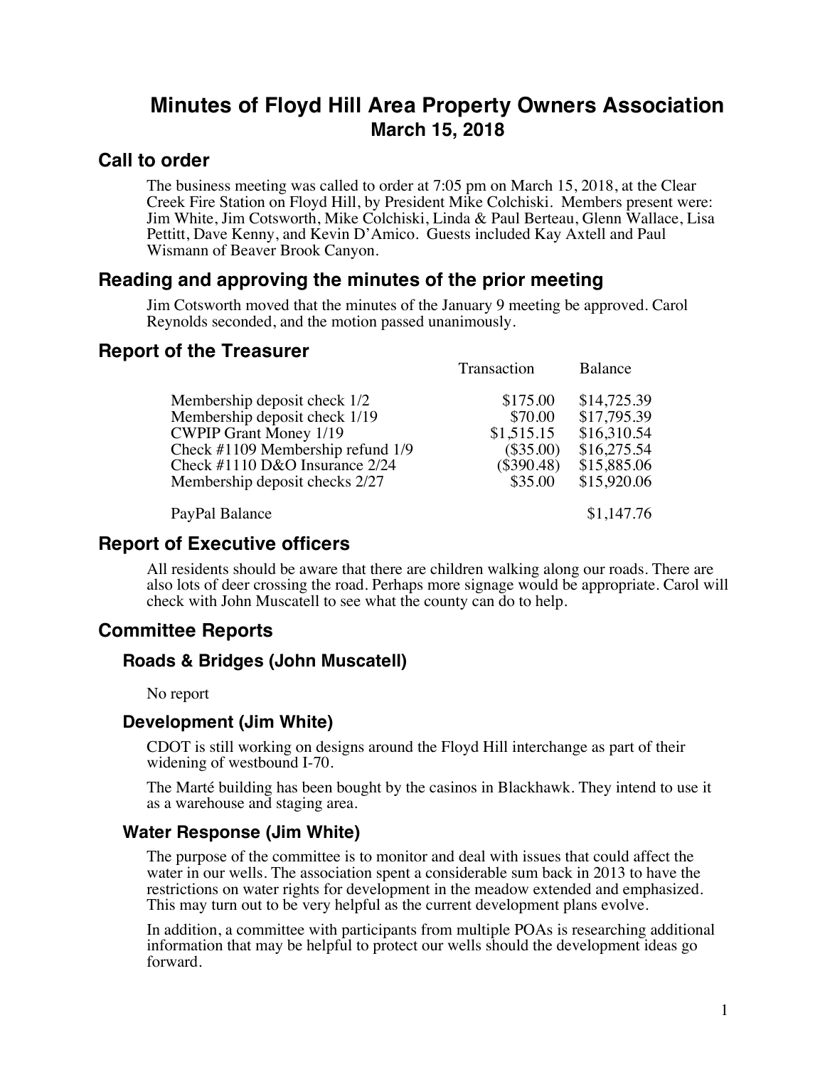# Minutes of Floyd Hill Area Property Owners Association

## March 15, 2018

## Call to order

The business meeting was called to order at 7:05 pm on March 15, 2018, at the Clear Creek Fire Station on Floyd Hill, by President Mike Colchiski. Members present were: Jim White, Jim Cotsworth, Mike Colchiski, Linda & Paul Berteau, Glenn Wallace, Lisa Pettitt, Dave Kenny, and Kevin D'Amico. Guests included Kay Axtell and Paul Wismann of Beaver Brook Canyon.

## Reading and approving the minutes of the prior meeting

Jim Cotsworth moved that the minutes of the January 9 meeting be approved. Carol Reynolds seconded, and the motion passed unanimously.

## Report of the Treasurer

| | Transaction | Balance |
|---|---|---|
| Membership deposit check 1/2 | $175.00 | $14,725.39 |
| Membership deposit check 1/19 | $70.00 | $17,795.39 |
| CWPIP Grant Money 1/19 | $1,515.15 | $16,310.54 |
| Check #1109 Membership refund 1/9 | ($35.00) | $16,275.54 |
| Check #1110 D&O Insurance 2/24 | ($390.48) | $15,885.06 |
| Membership deposit checks 2/27 | $35.00 | $15,920.06 |
| PayPal Balance | | $1,147.76 |

## Report of Executive officers

All residents should be aware that there are children walking along our roads. There are also lots of deer crossing the road. Perhaps more signage would be appropriate. Carol will check with John Muscatell to see what the county can do to help.

## Committee Reports

### Roads & Bridges (John Muscatell)

No report

### Development (Jim White)

CDOT is still working on designs around the Floyd Hill interchange as part of their widening of westbound I-70.

The Marté building has been bought by the casinos in Blackhawk. They intend to use it as a warehouse and staging area.

### Water Response (Jim White)

The purpose of the committee is to monitor and deal with issues that could affect the water in our wells. The association spent a considerable sum back in 2013 to have the restrictions on water rights for development in the meadow extended and emphasized. This may turn out to be very helpful as the current development plans evolve.

In addition, a committee with participants from multiple POAs is researching additional information that may be helpful to protect our wells should the development ideas go forward.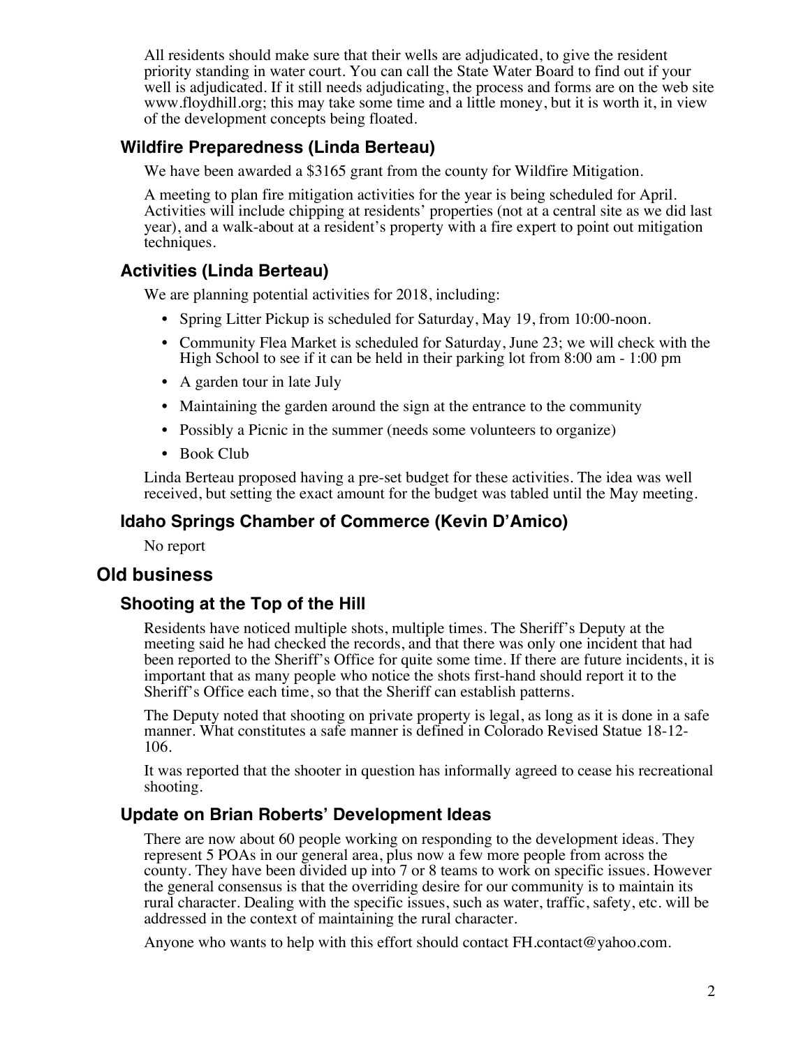All residents should make sure that their wells are adjudicated, to give the resident priority standing in water court. You can call the State Water Board to find out if your well is adjudicated. If it still needs adjudicating, the process and forms are on the web site www.floydhill.org; this may take some time and a little money, but it is worth it, in view of the development concepts being floated.

### Wildfire Preparedness (Linda Berteau)

We have been awarded a $3165 grant from the county for Wildfire Mitigation.

A meeting to plan fire mitigation activities for the year is being scheduled for April. Activities will include chipping at residents' properties (not at a central site as we did last year), and a walk-about at a resident's property with a fire expert to point out mitigation techniques.

### Activities (Linda Berteau)

We are planning potential activities for 2018, including:

- Spring Litter Pickup is scheduled for Saturday, May 19, from 10:00-noon.
- Community Flea Market is scheduled for Saturday, June 23; we will check with the High School to see if it can be held in their parking lot from 8:00 am - 1:00 pm
- A garden tour in late July
- Maintaining the garden around the sign at the entrance to the community
- Possibly a Picnic in the summer (needs some volunteers to organize)
- Book Club

Linda Berteau proposed having a pre-set budget for these activities. The idea was well received, but setting the exact amount for the budget was tabled until the May meeting.

### Idaho Springs Chamber of Commerce (Kevin D'Amico)

No report

## Old business

### Shooting at the Top of the Hill

Residents have noticed multiple shots, multiple times. The Sheriff's Deputy at the meeting said he had checked the records, and that there was only one incident that had been reported to the Sheriff's Office for quite some time. If there are future incidents, it is important that as many people who notice the shots first-hand should report it to the Sheriff's Office each time, so that the Sheriff can establish patterns.

The Deputy noted that shooting on private property is legal, as long as it is done in a safe manner. What constitutes a safe manner is defined in Colorado Revised Statue 18-12-106.

It was reported that the shooter in question has informally agreed to cease his recreational shooting.

### Update on Brian Roberts' Development Ideas

There are now about 60 people working on responding to the development ideas. They represent 5 POAs in our general area, plus now a few more people from across the county. They have been divided up into 7 or 8 teams to work on specific issues. However the general consensus is that the overriding desire for our community is to maintain its rural character. Dealing with the specific issues, such as water, traffic, safety, etc. will be addressed in the context of maintaining the rural character.

Anyone who wants to help with this effort should contact FH.contact@yahoo.com.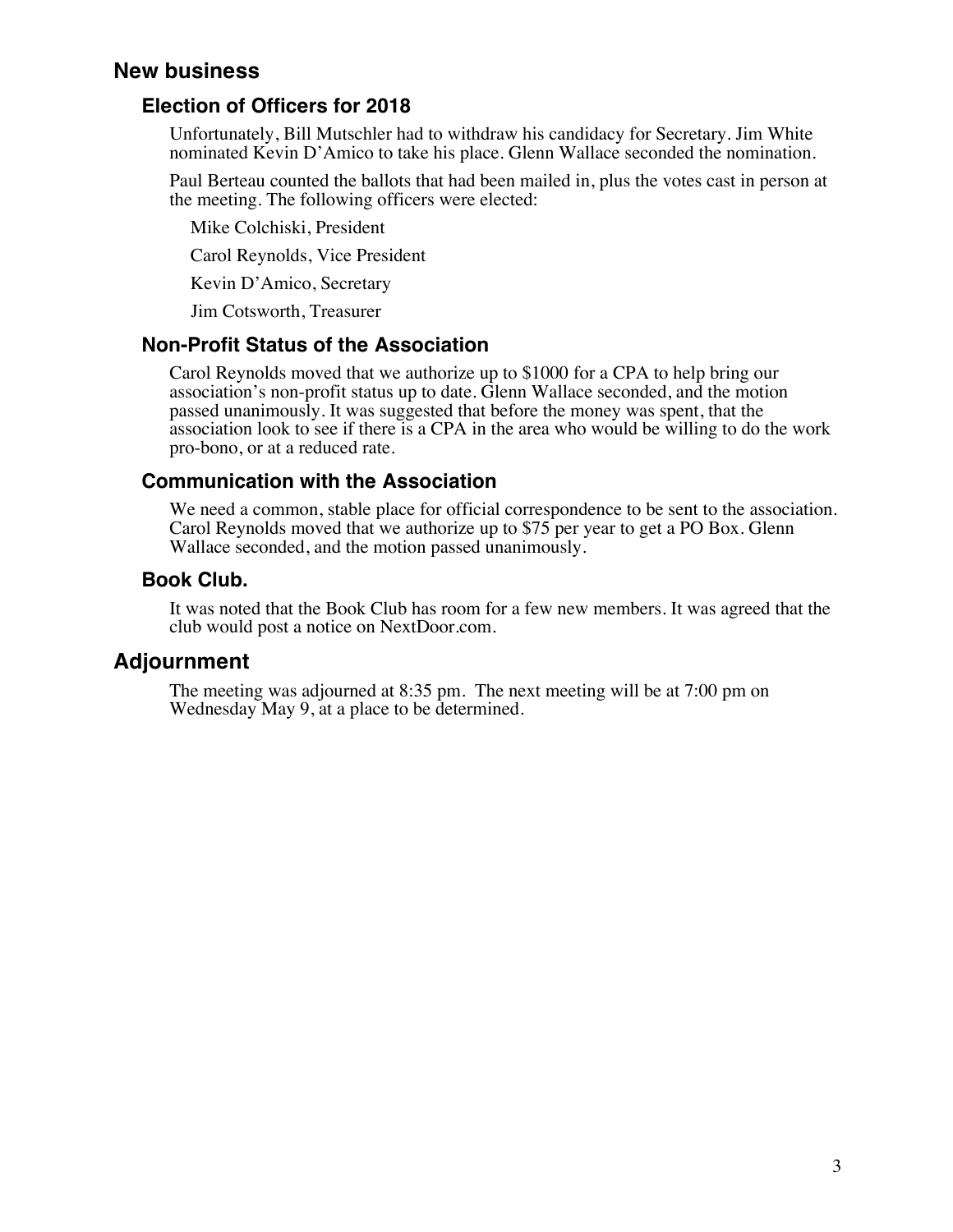## New business

### Election of Officers for 2018

Unfortunately, Bill Mutschler had to withdraw his candidacy for Secretary. Jim White nominated Kevin D'Amico to take his place. Glenn Wallace seconded the nomination.

Paul Berteau counted the ballots that had been mailed in, plus the votes cast in person at the meeting. The following officers were elected:

Mike Colchiski, President

Carol Reynolds, Vice President

Kevin D'Amico, Secretary

Jim Cotsworth, Treasurer

### Non-Profit Status of the Association

Carol Reynolds moved that we authorize up to $1000 for a CPA to help bring our association's non-profit status up to date. Glenn Wallace seconded, and the motion passed unanimously. It was suggested that before the money was spent, that the association look to see if there is a CPA in the area who would be willing to do the work pro-bono, or at a reduced rate.

### Communication with the Association

We need a common, stable place for official correspondence to be sent to the association. Carol Reynolds moved that we authorize up to $75 per year to get a PO Box. Glenn Wallace seconded, and the motion passed unanimously.

### Book Club.

It was noted that the Book Club has room for a few new members. It was agreed that the club would post a notice on NextDoor.com.

## Adjournment

The meeting was adjourned at 8:35 pm. The next meeting will be at 7:00 pm on Wednesday May 9, at a place to be determined.